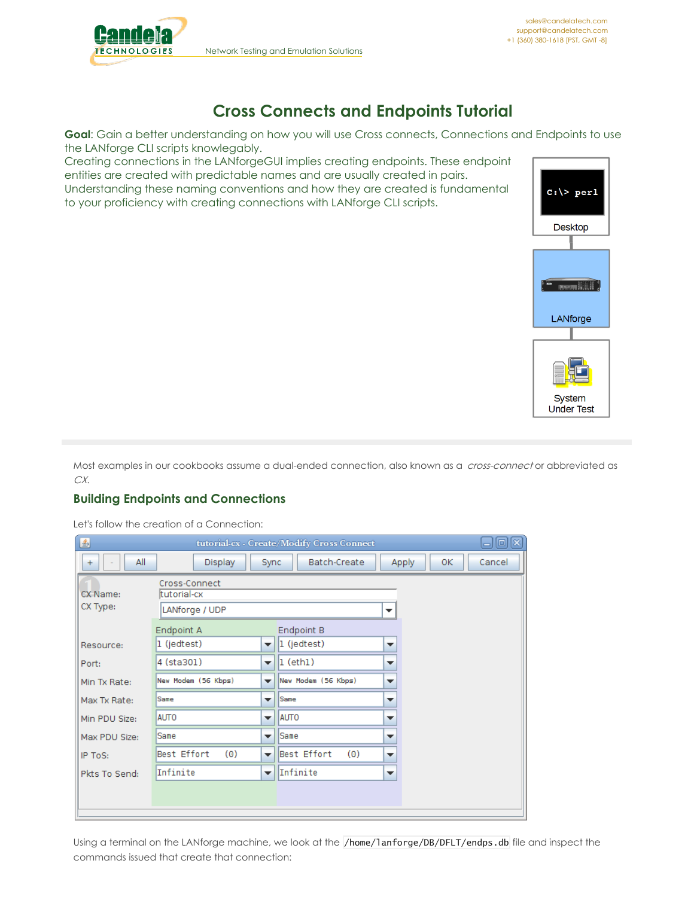# Cross Connects and Endpoints Tutorial

**Goal**: Gain a better understanding on how you will use Cross connects, Connections and Endpoints to use the LANforge CLI scripts knowlegably.

Creating connections in the LANforgeGUI implies creating endpoints. These endpoint entities are created with predictable names and are usually created in pairs. Understanding these naming conventions and how they are created is fundamental to your proficiency with creating connections with LANforge CLI scripts.

Most examples in our cookbooks assume a dual-ended connection, also known as a *cross-connect* or abbreviated as *CX*.

## Building Endpoints and Connections

Let's follow the creation of a Connection:

tutorial-cx - Create/Modify Cross Connect

| | Endpoint A | Endpoint B |
|---|---|---|
| CX Name: | tutorial-cx | |
| CX Type: | LANforge / UDP | |
| Resource: | 1 (jedtest) | 1 (jedtest) |
| Port: | 4 (sta301) | 1 (eth1) |
| Min Tx Rate: | New Modem (56 Kbps) | New Modem (56 Kbps) |
| Max Tx Rate: | Same | Same |
| Min PDU Size: | AUTO | AUTO |
| Max PDU Size: | Same | Same |
| IP ToS: | Best Effort (0) | Best Effort (0) |
| Pkts To Send: | Infinite | Infinite |

Using a terminal on the LANforge machine, we look at the `/home/lanforge/DB/DFLT/endps.db` file and inspect the commands issued that create that connection: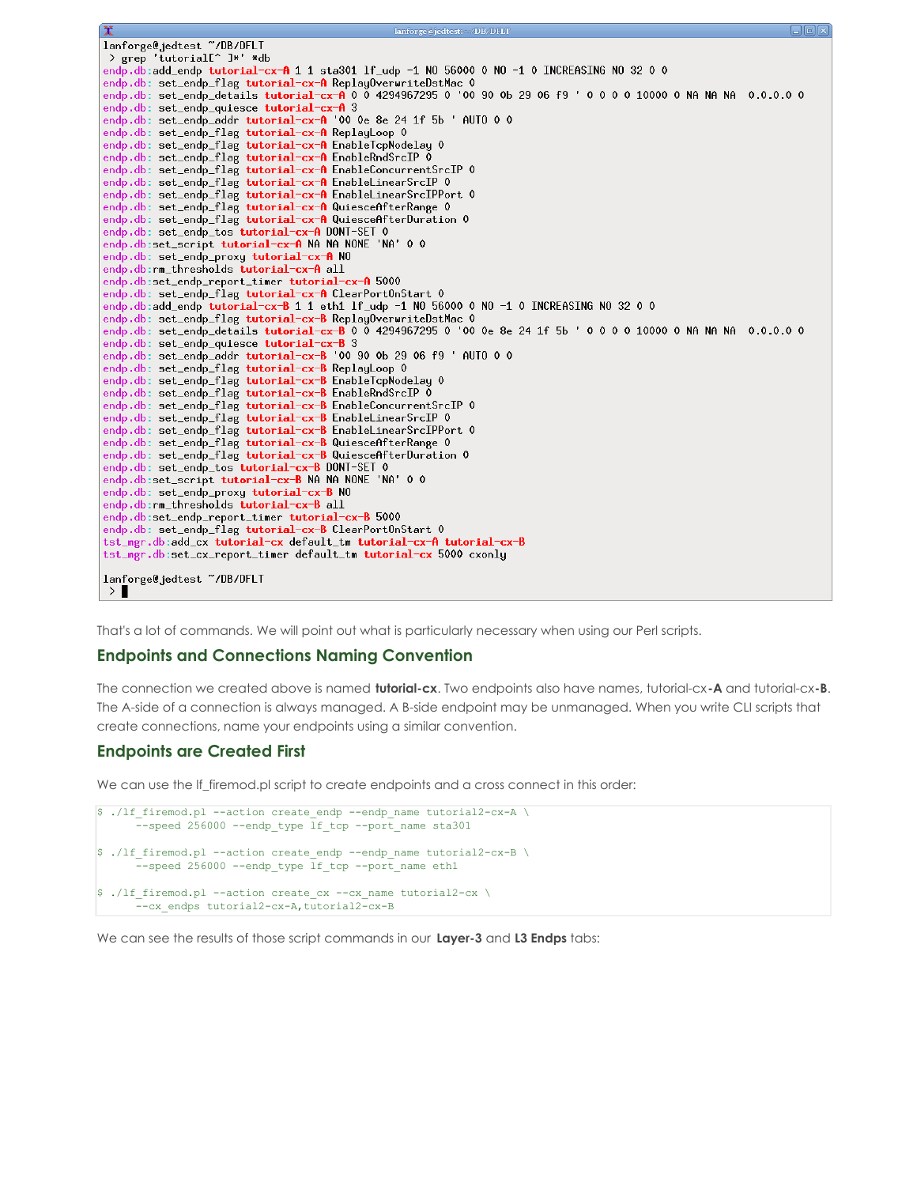```
lanforge@jedtest ~/DB/DFLT
 > grep 'tutorial[^ ]*' *db
endp.db:add_endp tutorial-cx-A 1 1 sta301 lf_udp -1 NO 56000 0 NO -1 0 INCREASING NO 32 0 0
endp.db: set_endp_flag tutorial-cx-A ReplayOverwriteDstMac 0
endp.db: set_endp_details tutorial-cx-A 0 0 4294967295 0 '00 90 0b 29 06 f9 ' 0 0 0 0 10000 0 NA NA NA  0.0.0.0 0
endp.db: set_endp_quiesce tutorial-cx-A 3
endp.db: set_endp_addr tutorial-cx-A '00 0e 8e 24 1f 5b ' AUTO 0 0
endp.db: set_endp_flag tutorial-cx-A ReplayLoop 0
endp.db: set_endp_flag tutorial-cx-A EnableTcpNodelay 0
endp.db: set_endp_flag tutorial-cx-A EnableRndSrcIP 0
endp.db: set_endp_flag tutorial-cx-A EnableConcurrentSrcIP 0
endp.db: set_endp_flag tutorial-cx-A EnableLinearSrcIP 0
endp.db: set_endp_flag tutorial-cx-A EnableLinearSrcIPPort 0
endp.db: set_endp_flag tutorial-cx-A QuiesceAfterRange 0
endp.db: set_endp_flag tutorial-cx-A QuiesceAfterDuration 0
endp.db: set_endp_tos tutorial-cx-A DONT-SET 0
endp.db:set_script tutorial-cx-A NA NA NONE 'NA' 0 0
endp.db: set_endp_proxy tutorial-cx-A NO
endp.db:rm_thresholds tutorial-cx-A all
endp.db:set_endp_report_timer tutorial-cx-A 5000
endp.db: set_endp_flag tutorial-cx-A ClearPortOnStart 0
endp.db:add_endp tutorial-cx-B 1 1 eth1 lf_udp -1 NO 56000 0 NO -1 0 INCREASING NO 32 0 0
endp.db: set_endp_flag tutorial-cx-B ReplayOverwriteDstMac 0
endp.db: set_endp_details tutorial-cx-B 0 0 4294967295 0 '00 0e 8e 24 1f 5b ' 0 0 0 0 10000 0 NA NA NA  0.0.0.0 0
endp.db: set_endp_quiesce tutorial-cx-B 3
endp.db: set_endp_addr tutorial-cx-B '00 90 0b 29 06 f9 ' AUTO 0 0
endp.db: set_endp_flag tutorial-cx-B ReplayLoop 0
endp.db: set_endp_flag tutorial-cx-B EnableTcpNodelay 0
endp.db: set_endp_flag tutorial-cx-B EnableRndSrcIP 0
endp.db: set_endp_flag tutorial-cx-B EnableConcurrentSrcIP 0
endp.db: set_endp_flag tutorial-cx-B EnableLinearSrcIP 0
endp.db: set_endp_flag tutorial-cx-B EnableLinearSrcIPPort 0
endp.db: set_endp_flag tutorial-cx-B QuiesceAfterRange 0
endp.db: set_endp_flag tutorial-cx-B QuiesceAfterDuration 0
endp.db: set_endp_tos tutorial-cx-B DONT-SET 0
endp.db:set_script tutorial-cx-B NA NA NONE 'NA' 0 0
endp.db: set_endp_proxy tutorial-cx-B NO
endp.db:rm_thresholds tutorial-cx-B all
endp.db:set_endp_report_timer tutorial-cx-B 5000
endp.db: set_endp_flag tutorial-cx-B ClearPortOnStart 0
tst_mgr.db:add_cx tutorial-cx default_tm tutorial-cx-A tutorial-cx-B
tst_mgr.db:set_cx_report_timer default_tm tutorial-cx 5000 cxonly

lanforge@jedtest ~/DB/DFLT
 >
```

That's a lot of commands. We will point out what is particularly necessary when using our Perl scripts.

## Endpoints and Connections Naming Convention

The connection we created above is named **tutorial-cx**. Two endpoints also have names, tutorial-cx**-A** and tutorial-cx**-B**. The A-side of a connection is always managed. A B-side endpoint may be unmanaged. When you write CLI scripts that create connections, name your endpoints using a similar convention.

## Endpoints are Created First

We can use the lf_firemod.pl script to create endpoints and a cross connect in this order:

```
$ ./lf_firemod.pl --action create_endp --endp_name tutorial2-cx-A \
      --speed 256000 --endp_type lf_tcp --port_name sta301

$ ./lf_firemod.pl --action create_endp --endp_name tutorial2-cx-B \
      --speed 256000 --endp_type lf_tcp --port_name eth1

$ ./lf_firemod.pl --action create_cx --cx_name tutorial2-cx \
      --cx_endps tutorial2-cx-A,tutorial2-cx-B
```

We can see the results of those script commands in our **Layer-3** and **L3 Endps** tabs: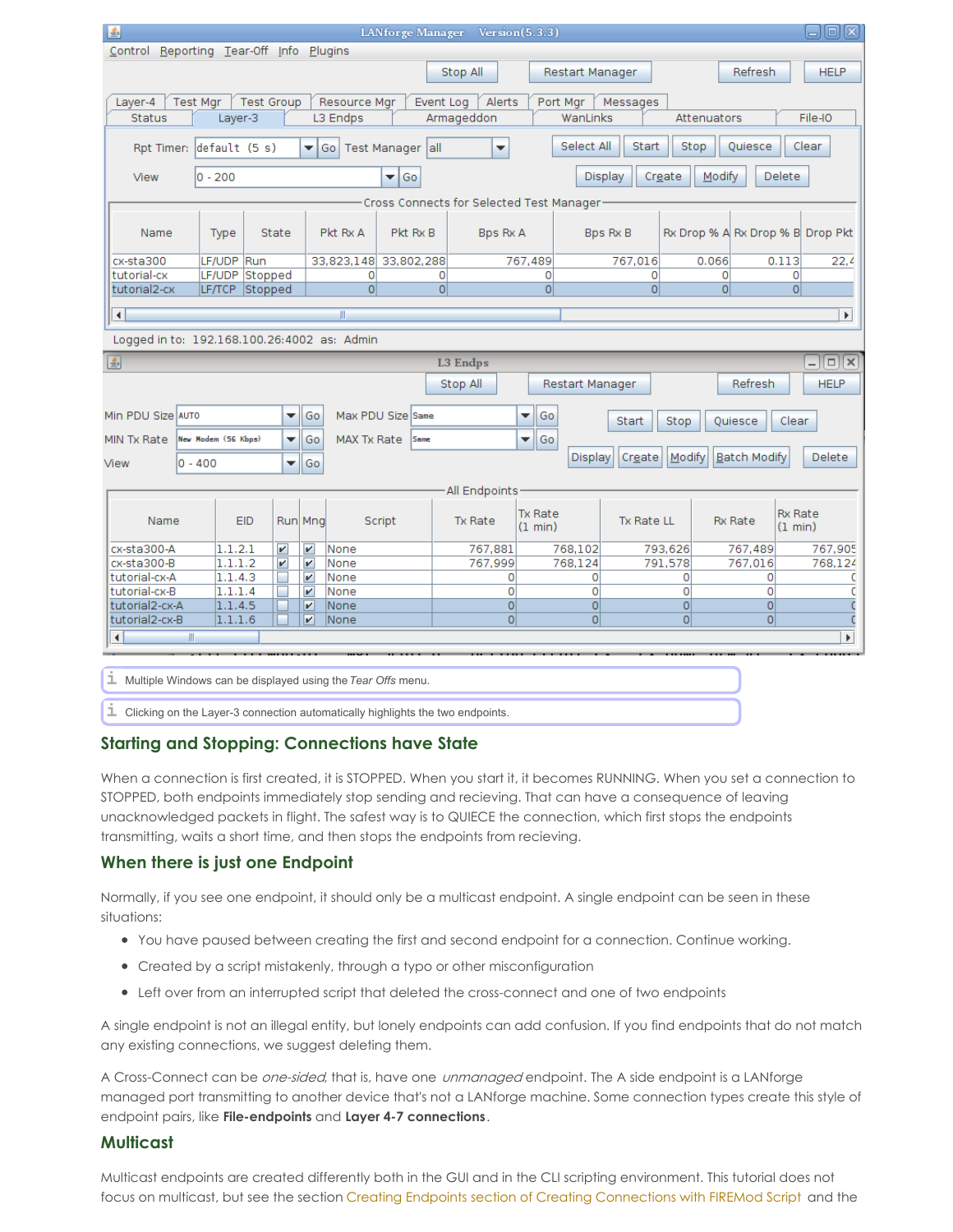> Multiple Windows can be displayed using the *Tear Offs* menu.

> Clicking on the Layer-3 connection automatically highlights the two endpoints.

## Starting and Stopping: Connections have State

When a connection is first created, it is STOPPED. When you start it, it becomes RUNNING. When you set a connection to STOPPED, both endpoints immediately stop sending and recieving. That can have a consequence of leaving unacknowledged packets in flight. The safest way is to QUIECE the connection, which first stops the endpoints transmitting, waits a short time, and then stops the endpoints from recieving.

## When there is just one Endpoint

Normally, if you see one endpoint, it should only be a multicast endpoint. A single endpoint can be seen in these situations:

- You have paused between creating the first and second endpoint for a connection. Continue working.
- Created by a script mistakenly, through a typo or other misconfiguration
- Left over from an interrupted script that deleted the cross-connect and one of two endpoints

A single endpoint is not an illegal entity, but lonely endpoints can add confusion. If you find endpoints that do not match any existing connections, we suggest deleting them.

A Cross-Connect can be *one-sided*, that is, have one *unmanaged* endpoint. The A side endpoint is a LANforge managed port transmitting to another device that's not a LANforge machine. Some connection types create this style of endpoint pairs, like **File-endpoints** and **Layer 4-7 connections**.

## Multicast

Multicast endpoints are created differently both in the GUI and in the CLI scripting environment. This tutorial does not focus on multicast, but see the section Creating Endpoints section of Creating Connections with FIREMod Script and the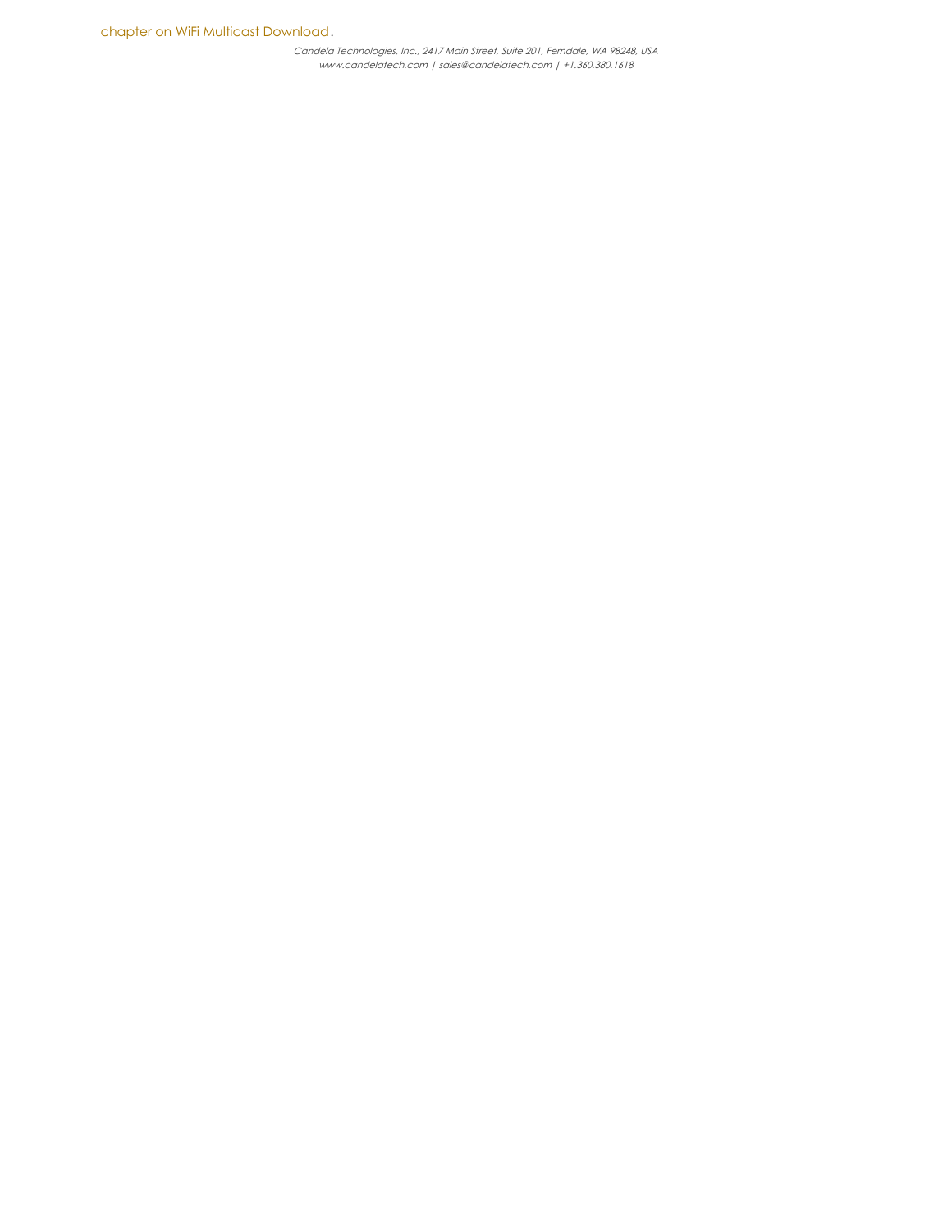chapter on WiFi Multicast Download.